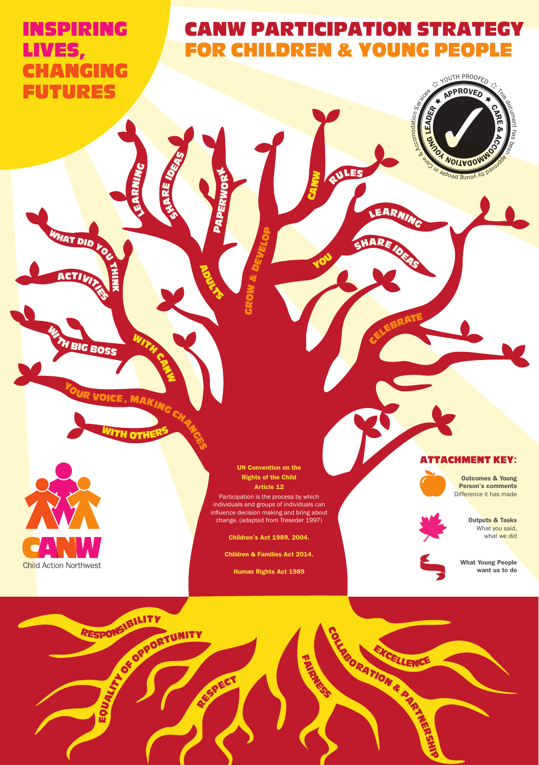# INSPIRING LIVES, CHANGING FUTURES

# CANW PARTICIPATION STRATEGY FOR CHILDREN & YOUNG PEOPLE

YOUTH PROOFED ☆ APPROVED ★ CARE & ACCOMMODATION ★ YOUNG LEADER ☆ This document has been approved by young people in Care & Accomodation Services

WHAT DID YOU THINK

ACTIVITIES

WITH BIG BOSS

WITH CANW

YOUR VOICE, MAKING CHANGES

WITH OTHERS

LEARNING

SHARE IDEAS

PAPERWORK

ADULTS

GROW & DEVELOP

CANW

RULES

YOU

LEARNING

SHARE IDEAS

CELEBRATE

**UN Convention on the Rights of the Child Article 12**

Participation is the process by which individuals and groups of individuals can influence decision making and bring about change. (adapted from Treseder 1997)

**Children's Act 1989, 2004.**

**Children & Families Act 2014.**

**Human Rights Act 1989**

## ATTACHMENT KEY:

- **Outcomes & Young Person's comments** Difference it has made
- **Outputs & Tasks** What you said, what we did
- **What Young People want us to do**

CANW Child Action Northwest

RESPONSIBILITY

EQUALITY OF OPPORTUNITY

RESPECT

FAIRNESS

COLLABORATION & PARTNERSHIP

EXCELLENCE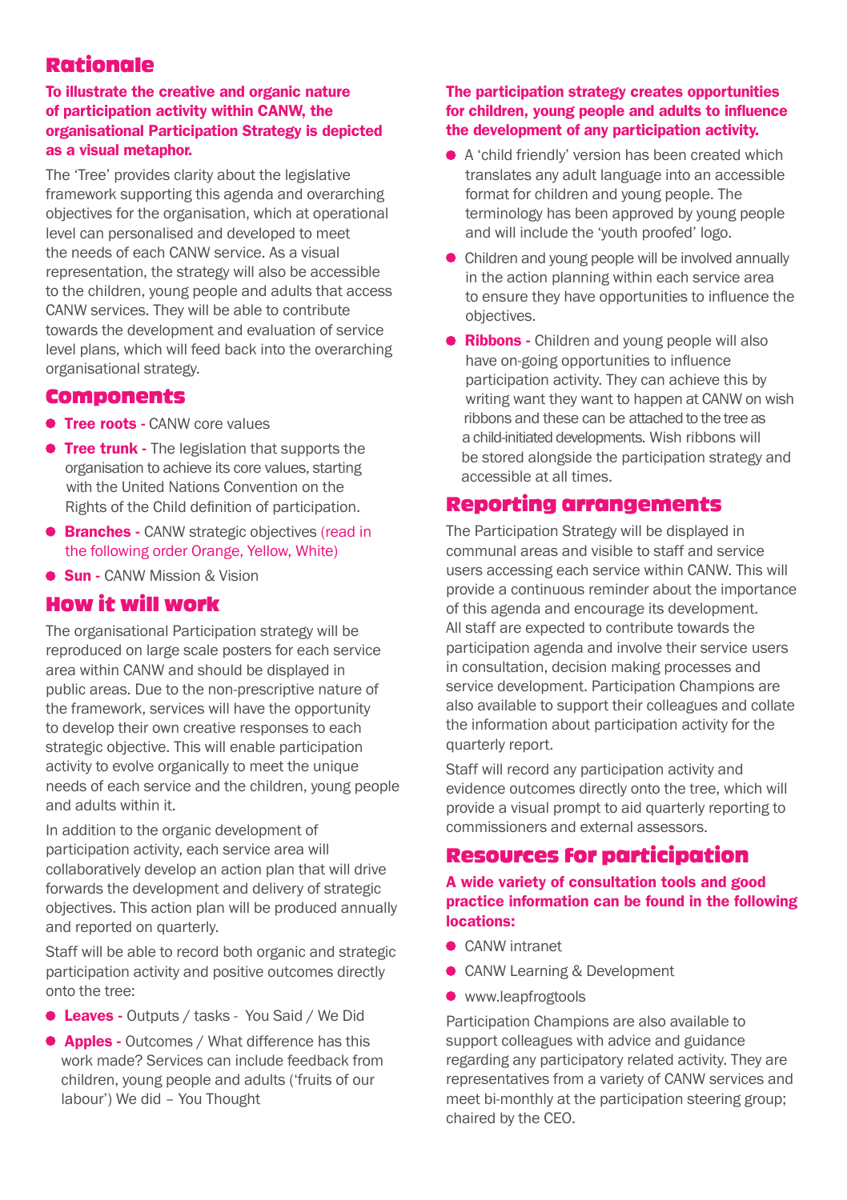## Rationale

**To illustrate the creative and organic nature of participation activity within CANW, the organisational Participation Strategy is depicted as a visual metaphor.**

The 'Tree' provides clarity about the legislative framework supporting this agenda and overarching objectives for the organisation, which at operational level can personalised and developed to meet the needs of each CANW service. As a visual representation, the strategy will also be accessible to the children, young people and adults that access CANW services. They will be able to contribute towards the development and evaluation of service level plans, which will feed back into the overarching organisational strategy.

## Components

- **Tree roots -** CANW core values
- **Tree trunk -** The legislation that supports the organisation to achieve its core values, starting with the United Nations Convention on the Rights of the Child definition of participation.
- **Branches -** CANW strategic objectives (read in the following order Orange, Yellow, White)
- **Sun -** CANW Mission & Vision

## How it will work

The organisational Participation strategy will be reproduced on large scale posters for each service area within CANW and should be displayed in public areas. Due to the non-prescriptive nature of the framework, services will have the opportunity to develop their own creative responses to each strategic objective. This will enable participation activity to evolve organically to meet the unique needs of each service and the children, young people and adults within it.

In addition to the organic development of participation activity, each service area will collaboratively develop an action plan that will drive forwards the development and delivery of strategic objectives. This action plan will be produced annually and reported on quarterly.

Staff will be able to record both organic and strategic participation activity and positive outcomes directly onto the tree:

- **Leaves -** Outputs / tasks - You Said / We Did
- **Apples -** Outcomes / What difference has this work made? Services can include feedback from children, young people and adults ('fruits of our labour') We did – You Thought

**The participation strategy creates opportunities for children, young people and adults to influence the development of any participation activity.**

- A 'child friendly' version has been created which translates any adult language into an accessible format for children and young people. The terminology has been approved by young people and will include the 'youth proofed' logo.
- Children and young people will be involved annually in the action planning within each service area to ensure they have opportunities to influence the objectives.
- **Ribbons -** Children and young people will also have on-going opportunities to influence participation activity. They can achieve this by writing want they want to happen at CANW on wish ribbons and these can be attached to the tree as a child-initiated developments. Wish ribbons will be stored alongside the participation strategy and accessible at all times.

## Reporting arrangements

The Participation Strategy will be displayed in communal areas and visible to staff and service users accessing each service within CANW. This will provide a continuous reminder about the importance of this agenda and encourage its development. All staff are expected to contribute towards the participation agenda and involve their service users in consultation, decision making processes and service development. Participation Champions are also available to support their colleagues and collate the information about participation activity for the quarterly report.

Staff will record any participation activity and evidence outcomes directly onto the tree, which will provide a visual prompt to aid quarterly reporting to commissioners and external assessors.

## Resources for participation

**A wide variety of consultation tools and good practice information can be found in the following locations:**

- CANW intranet
- CANW Learning & Development
- www.leapfrogtools

Participation Champions are also available to support colleagues with advice and guidance regarding any participatory related activity. They are representatives from a variety of CANW services and meet bi-monthly at the participation steering group; chaired by the CEO.